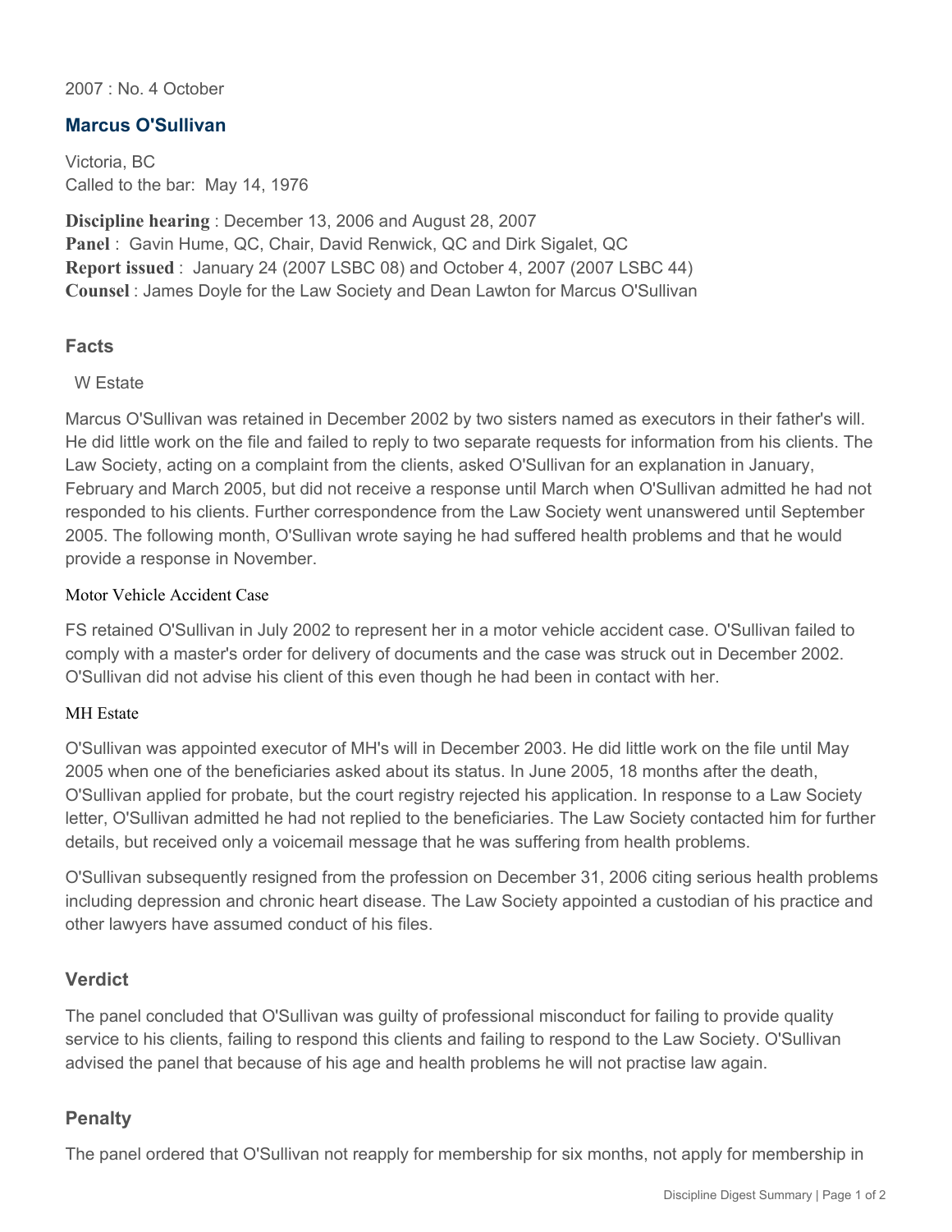2007 : No. 4 October

## Marcus O'Sullivan

Victoria, BC
Called to the bar: May 14, 1976

**Discipline hearing** : December 13, 2006 and August 28, 2007
**Panel** : Gavin Hume, QC, Chair, David Renwick, QC and Dirk Sigalet, QC
**Report issued** : January 24 (2007 LSBC 08) and October 4, 2007 (2007 LSBC 44)
**Counsel** : James Doyle for the Law Society and Dean Lawton for Marcus O'Sullivan

### Facts

W Estate

Marcus O'Sullivan was retained in December 2002 by two sisters named as executors in their father's will. He did little work on the file and failed to reply to two separate requests for information from his clients. The Law Society, acting on a complaint from the clients, asked O'Sullivan for an explanation in January, February and March 2005, but did not receive a response until March when O'Sullivan admitted he had not responded to his clients. Further correspondence from the Law Society went unanswered until September 2005. The following month, O'Sullivan wrote saying he had suffered health problems and that he would provide a response in November.

Motor Vehicle Accident Case

FS retained O'Sullivan in July 2002 to represent her in a motor vehicle accident case. O'Sullivan failed to comply with a master's order for delivery of documents and the case was struck out in December 2002. O'Sullivan did not advise his client of this even though he had been in contact with her.

MH Estate

O'Sullivan was appointed executor of MH's will in December 2003. He did little work on the file until May 2005 when one of the beneficiaries asked about its status. In June 2005, 18 months after the death, O'Sullivan applied for probate, but the court registry rejected his application. In response to a Law Society letter, O'Sullivan admitted he had not replied to the beneficiaries. The Law Society contacted him for further details, but received only a voicemail message that he was suffering from health problems.

O'Sullivan subsequently resigned from the profession on December 31, 2006 citing serious health problems including depression and chronic heart disease. The Law Society appointed a custodian of his practice and other lawyers have assumed conduct of his files.

### Verdict

The panel concluded that O'Sullivan was guilty of professional misconduct for failing to provide quality service to his clients, failing to respond this clients and failing to respond to the Law Society. O'Sullivan advised the panel that because of his age and health problems he will not practise law again.

### Penalty

The panel ordered that O'Sullivan not reapply for membership for six months, not apply for membership in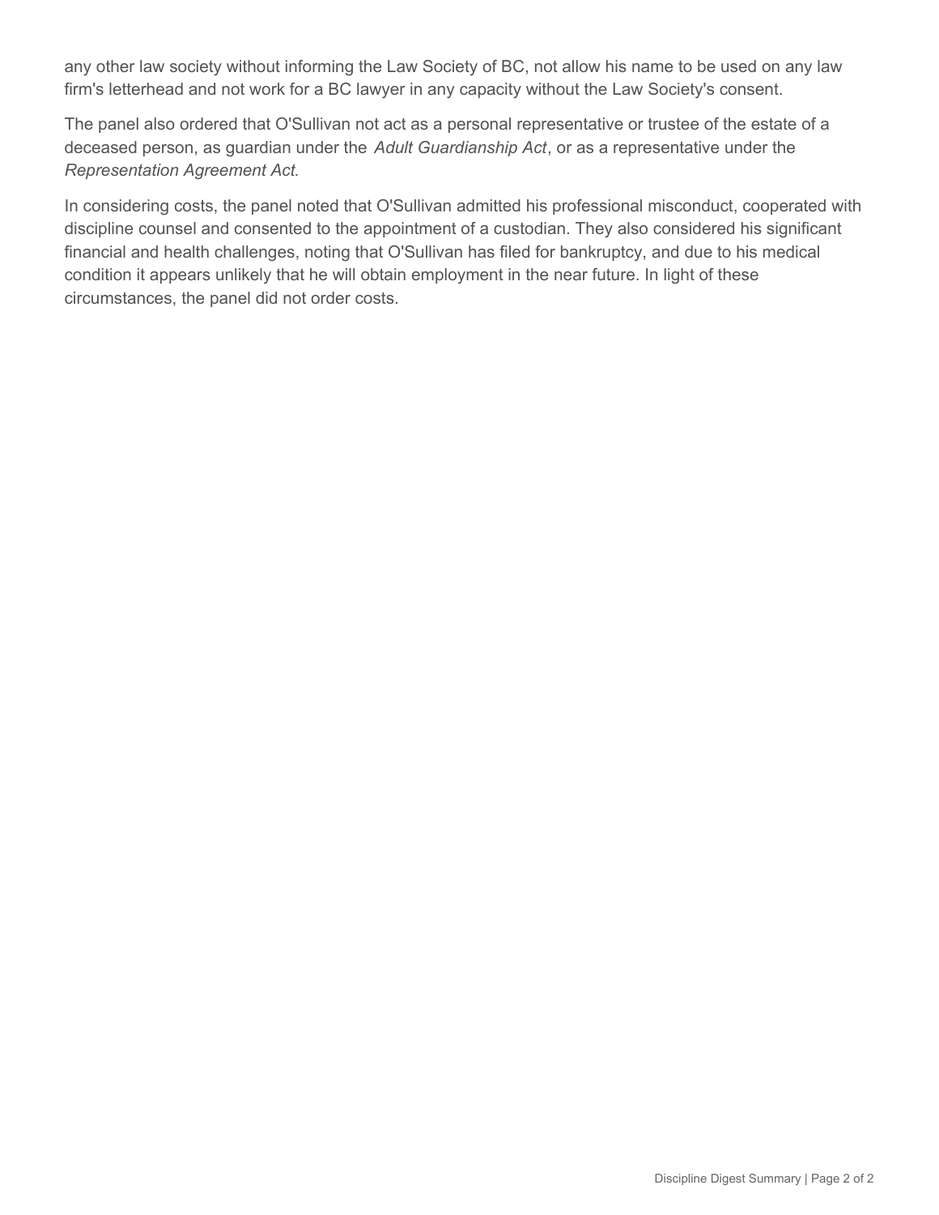any other law society without informing the Law Society of BC, not allow his name to be used on any law firm's letterhead and not work for a BC lawyer in any capacity without the Law Society's consent.

The panel also ordered that O'Sullivan not act as a personal representative or trustee of the estate of a deceased person, as guardian under the *Adult Guardianship Act*, or as a representative under the *Representation Agreement Act*.

In considering costs, the panel noted that O'Sullivan admitted his professional misconduct, cooperated with discipline counsel and consented to the appointment of a custodian. They also considered his significant financial and health challenges, noting that O'Sullivan has filed for bankruptcy, and due to his medical condition it appears unlikely that he will obtain employment in the near future. In light of these circumstances, the panel did not order costs.